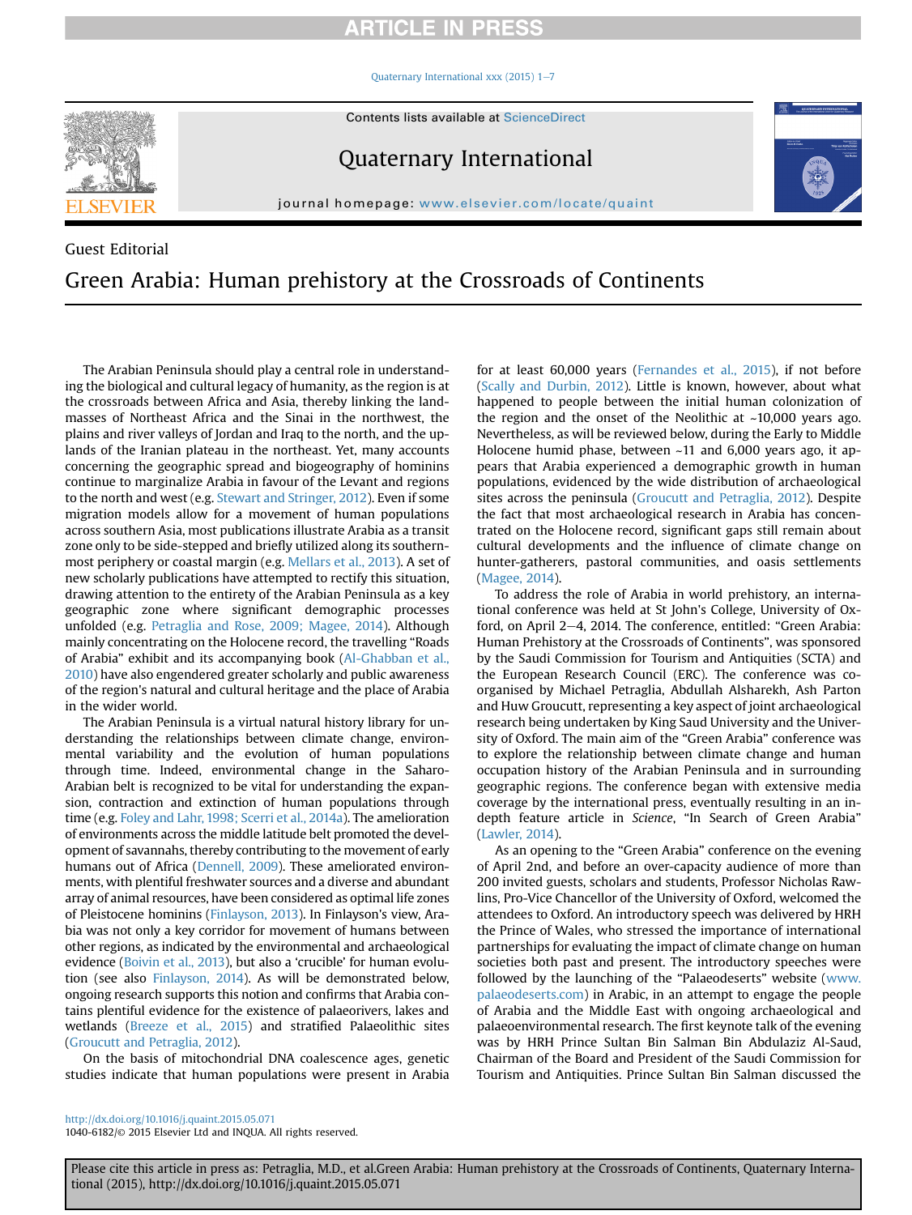Guest Editorial

# Green Arabia: Human prehistory at the Crossroads of Continents

The Arabian Peninsula should play a central role in understanding the biological and cultural legacy of humanity, as the region is at the crossroads between Africa and Asia, thereby linking the landmasses of Northeast Africa and the Sinai in the northwest, the plains and river valleys of Jordan and Iraq to the north, and the uplands of the Iranian plateau in the northeast. Yet, many accounts concerning the geographic spread and biogeography of hominins continue to marginalize Arabia in favour of the Levant and regions to the north and west (e.g. Stewart and Stringer, 2012). Even if some migration models allow for a movement of human populations across southern Asia, most publications illustrate Arabia as a transit zone only to be side-stepped and briefly utilized along its southernmost periphery or coastal margin (e.g. Mellars et al., 2013). A set of new scholarly publications have attempted to rectify this situation, drawing attention to the entirety of the Arabian Peninsula as a key geographic zone where significant demographic processes unfolded (e.g. Petraglia and Rose, 2009; Magee, 2014). Although mainly concentrating on the Holocene record, the travelling "Roads of Arabia" exhibit and its accompanying book (Al-Ghabban et al., 2010) have also engendered greater scholarly and public awareness of the region's natural and cultural heritage and the place of Arabia in the wider world.

The Arabian Peninsula is a virtual natural history library for understanding the relationships between climate change, environmental variability and the evolution of human populations through time. Indeed, environmental change in the Saharo-Arabian belt is recognized to be vital for understanding the expansion, contraction and extinction of human populations through time (e.g. Foley and Lahr, 1998; Scerri et al., 2014a). The amelioration of environments across the middle latitude belt promoted the development of savannahs, thereby contributing to the movement of early humans out of Africa (Dennell, 2009). These ameliorated environments, with plentiful freshwater sources and a diverse and abundant array of animal resources, have been considered as optimal life zones of Pleistocene hominins (Finlayson, 2013). In Finlayson's view, Arabia was not only a key corridor for movement of humans between other regions, as indicated by the environmental and archaeological evidence (Boivin et al., 2013), but also a 'crucible' for human evolution (see also Finlayson, 2014). As will be demonstrated below, ongoing research supports this notion and confirms that Arabia contains plentiful evidence for the existence of palaeorivers, lakes and wetlands (Breeze et al., 2015) and stratified Palaeolithic sites (Groucutt and Petraglia, 2012).

On the basis of mitochondrial DNA coalescence ages, genetic studies indicate that human populations were present in Arabia for at least 60,000 years (Fernandes et al., 2015), if not before (Scally and Durbin, 2012). Little is known, however, about what happened to people between the initial human colonization of the region and the onset of the Neolithic at ~10,000 years ago. Nevertheless, as will be reviewed below, during the Early to Middle Holocene humid phase, between ~11 and 6,000 years ago, it appears that Arabia experienced a demographic growth in human populations, evidenced by the wide distribution of archaeological sites across the peninsula (Groucutt and Petraglia, 2012). Despite the fact that most archaeological research in Arabia has concentrated on the Holocene record, significant gaps still remain about cultural developments and the influence of climate change on hunter-gatherers, pastoral communities, and oasis settlements (Magee, 2014).

To address the role of Arabia in world prehistory, an international conference was held at St John's College, University of Oxford, on April 2–4, 2014. The conference, entitled: "Green Arabia: Human Prehistory at the Crossroads of Continents", was sponsored by the Saudi Commission for Tourism and Antiquities (SCTA) and the European Research Council (ERC). The conference was co-organised by Michael Petraglia, Abdullah Alsharekh, Ash Parton and Huw Groucutt, representing a key aspect of joint archaeological research being undertaken by King Saud University and the University of Oxford. The main aim of the "Green Arabia" conference was to explore the relationship between climate change and human occupation history of the Arabian Peninsula and in surrounding geographic regions. The conference began with extensive media coverage by the international press, eventually resulting in an in-depth feature article in *Science*, "In Search of Green Arabia" (Lawler, 2014).

As an opening to the "Green Arabia" conference on the evening of April 2nd, and before an over-capacity audience of more than 200 invited guests, scholars and students, Professor Nicholas Rawlins, Pro-Vice Chancellor of the University of Oxford, welcomed the attendees to Oxford. An introductory speech was delivered by HRH the Prince of Wales, who stressed the importance of international partnerships for evaluating the impact of climate change on human societies both past and present. The introductory speeches were followed by the launching of the "Palaeodeserts" website (www.palaeodeserts.com) in Arabic, in an attempt to engage the people of Arabia and the Middle East with ongoing archaeological and palaeoenvironmental research. The first keynote talk of the evening was by HRH Prince Sultan Bin Salman Bin Abdulaziz Al-Saud, Chairman of the Board and President of the Saudi Commission for Tourism and Antiquities. Prince Sultan Bin Salman discussed the

http://dx.doi.org/10.1016/j.quaint.2015.05.071
1040-6182/© 2015 Elsevier Ltd and INQUA. All rights reserved.

Please cite this article in press as: Petraglia, M.D., et al.Green Arabia: Human prehistory at the Crossroads of Continents, Quaternary International (2015), http://dx.doi.org/10.1016/j.quaint.2015.05.071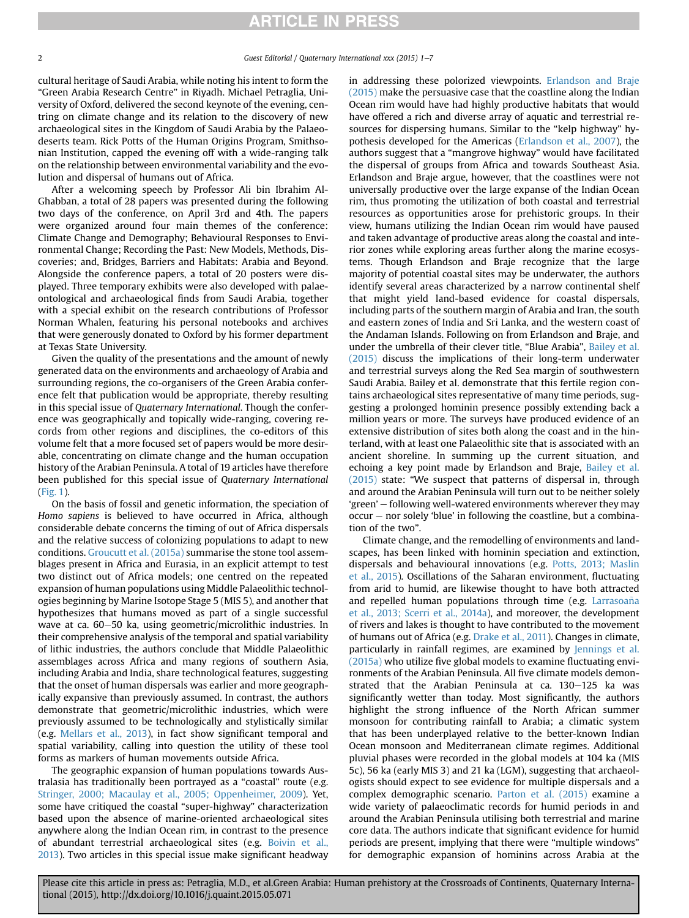cultural heritage of Saudi Arabia, while noting his intent to form the "Green Arabia Research Centre" in Riyadh. Michael Petraglia, University of Oxford, delivered the second keynote of the evening, centring on climate change and its relation to the discovery of new archaeological sites in the Kingdom of Saudi Arabia by the Palaeodeserts team. Rick Potts of the Human Origins Program, Smithsonian Institution, capped the evening off with a wide-ranging talk on the relationship between environmental variability and the evolution and dispersal of humans out of Africa.

After a welcoming speech by Professor Ali bin Ibrahim Al-Ghabban, a total of 28 papers was presented during the following two days of the conference, on April 3rd and 4th. The papers were organized around four main themes of the conference: Climate Change and Demography; Behavioural Responses to Environmental Change; Recording the Past: New Models, Methods, Discoveries; and, Bridges, Barriers and Habitats: Arabia and Beyond. Alongside the conference papers, a total of 20 posters were displayed. Three temporary exhibits were also developed with palaeontological and archaeological finds from Saudi Arabia, together with a special exhibit on the research contributions of Professor Norman Whalen, featuring his personal notebooks and archives that were generously donated to Oxford by his former department at Texas State University.

Given the quality of the presentations and the amount of newly generated data on the environments and archaeology of Arabia and surrounding regions, the co-organisers of the Green Arabia conference felt that publication would be appropriate, thereby resulting in this special issue of *Quaternary International*. Though the conference was geographically and topically wide-ranging, covering records from other regions and disciplines, the co-editors of this volume felt that a more focused set of papers would be more desirable, concentrating on climate change and the human occupation history of the Arabian Peninsula. A total of 19 articles have therefore been published for this special issue of *Quaternary International* (Fig. 1).

On the basis of fossil and genetic information, the speciation of *Homo sapiens* is believed to have occurred in Africa, although considerable debate concerns the timing of out of Africa dispersals and the relative success of colonizing populations to adapt to new conditions. Groucutt et al. (2015a) summarise the stone tool assemblages present in Africa and Eurasia, in an explicit attempt to test two distinct out of Africa models; one centred on the repeated expansion of human populations using Middle Palaeolithic technologies beginning by Marine Isotope Stage 5 (MIS 5), and another that hypothesizes that humans moved as part of a single successful wave at ca. 60–50 ka, using geometric/microlithic industries. In their comprehensive analysis of the temporal and spatial variability of lithic industries, the authors conclude that Middle Palaeolithic assemblages across Africa and many regions of southern Asia, including Arabia and India, share technological features, suggesting that the onset of human dispersals was earlier and more geographically expansive than previously assumed. In contrast, the authors demonstrate that geometric/microlithic industries, which were previously assumed to be technologically and stylistically similar (e.g. Mellars et al., 2013), in fact show significant temporal and spatial variability, calling into question the utility of these tool forms as markers of human movements outside Africa.

The geographic expansion of human populations towards Australasia has traditionally been portrayed as a "coastal" route (e.g. Stringer, 2000; Macaulay et al., 2005; Oppenheimer, 2009). Yet, some have critiqued the coastal "super-highway" characterization based upon the absence of marine-oriented archaeological sites anywhere along the Indian Ocean rim, in contrast to the presence of abundant terrestrial archaeological sites (e.g. Boivin et al., 2013). Two articles in this special issue make significant headway in addressing these polorized viewpoints. Erlandson and Braje (2015) make the persuasive case that the coastline along the Indian Ocean rim would have had highly productive habitats that would have offered a rich and diverse array of aquatic and terrestrial resources for dispersing humans. Similar to the "kelp highway" hypothesis developed for the Americas (Erlandson et al., 2007), the authors suggest that a "mangrove highway" would have facilitated the dispersal of groups from Africa and towards Southeast Asia. Erlandson and Braje argue, however, that the coastlines were not universally productive over the large expanse of the Indian Ocean rim, thus promoting the utilization of both coastal and terrestrial resources as opportunities arose for prehistoric groups. In their view, humans utilizing the Indian Ocean rim would have paused and taken advantage of productive areas along the coastal and interior zones while exploring areas further along the marine ecosystems. Though Erlandson and Braje recognize that the large majority of potential coastal sites may be underwater, the authors identify several areas characterized by a narrow continental shelf that might yield land-based evidence for coastal dispersals, including parts of the southern margin of Arabia and Iran, the south and eastern zones of India and Sri Lanka, and the western coast of the Andaman Islands. Following on from Erlandson and Braje, and under the umbrella of their clever title, "Blue Arabia", Bailey et al. (2015) discuss the implications of their long-term underwater and terrestrial surveys along the Red Sea margin of southwestern Saudi Arabia. Bailey et al. demonstrate that this fertile region contains archaeological sites representative of many time periods, suggesting a prolonged hominin presence possibly extending back a million years or more. The surveys have produced evidence of an extensive distribution of sites both along the coast and in the hinterland, with at least one Palaeolithic site that is associated with an ancient shoreline. In summing up the current situation, and echoing a key point made by Erlandson and Braje, Bailey et al. (2015) state: "We suspect that patterns of dispersal in, through and around the Arabian Peninsula will turn out to be neither solely 'green' – following well-watered environments wherever they may occur – nor solely 'blue' in following the coastline, but a combination of the two".

Climate change, and the remodelling of environments and landscapes, has been linked with hominin speciation and extinction, dispersals and behavioural innovations (e.g. Potts, 2013; Maslin et al., 2015). Oscillations of the Saharan environment, fluctuating from arid to humid, are likewise thought to have both attracted and repelled human populations through time (e.g. Larrasoaña et al., 2013; Scerri et al., 2014a), and moreover, the development of rivers and lakes is thought to have contributed to the movement of humans out of Africa (e.g. Drake et al., 2011). Changes in climate, particularly in rainfall regimes, are examined by Jennings et al. (2015a) who utilize five global models to examine fluctuating environments of the Arabian Peninsula. All five climate models demonstrated that the Arabian Peninsula at ca. 130–125 ka was significantly wetter than today. Most significantly, the authors highlight the strong influence of the North African summer monsoon for contributing rainfall to Arabia; a climatic system that has been underplayed relative to the better-known Indian Ocean monsoon and Mediterranean climate regimes. Additional pluvial phases were recorded in the global models at 104 ka (MIS 5c), 56 ka (early MIS 3) and 21 ka (LGM), suggesting that archaeologists should expect to see evidence for multiple dispersals and a complex demographic scenario. Parton et al. (2015) examine a wide variety of palaeoclimatic records for humid periods in and around the Arabian Peninsula utilising both terrestrial and marine core data. The authors indicate that significant evidence for humid periods are present, implying that there were "multiple windows" for demographic expansion of hominins across Arabia at the

Please cite this article in press as: Petraglia, M.D., et al.Green Arabia: Human prehistory at the Crossroads of Continents, Quaternary International (2015), http://dx.doi.org/10.1016/j.quaint.2015.05.071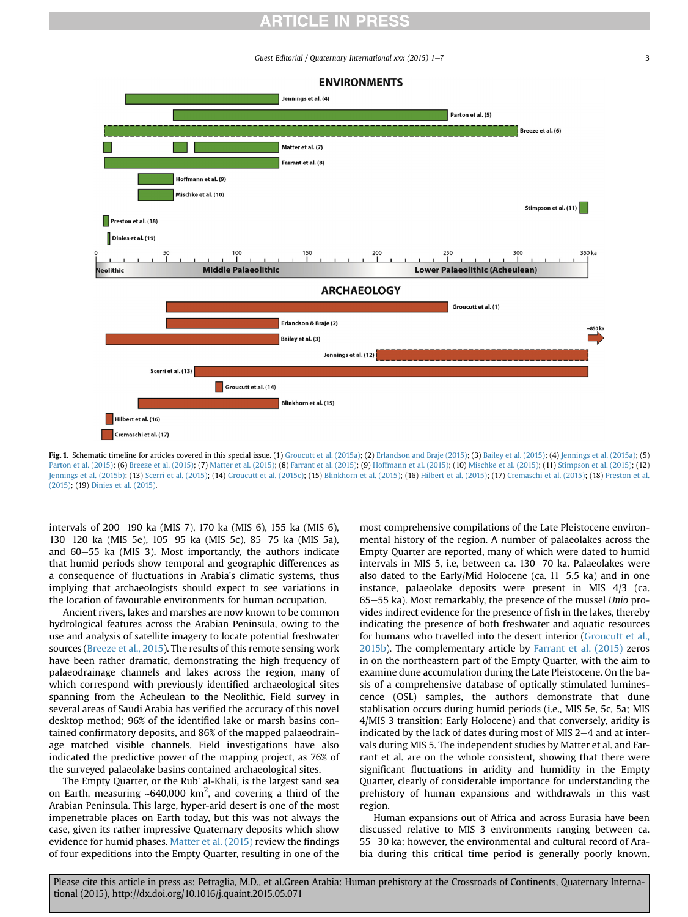Fig. 1. Schematic timeline for articles covered in this special issue. (1) Groucutt et al. (2015a); (2) Erlandson and Braje (2015); (3) Bailey et al. (2015); (4) Jennings et al. (2015a); (5) Parton et al. (2015); (6) Breeze et al. (2015); (7) Matter et al. (2015); (8) Farrant et al. (2015); (9) Hoffmann et al. (2015); (10) Mischke et al. (2015); (11) Stimpson et al. (2015); (12) Jennings et al. (2015b); (13) Scerri et al. (2015); (14) Groucutt et al. (2015c); (15) Blinkhorn et al. (2015); (16) Hilbert et al. (2015); (17) Cremaschi et al. (2015); (18) Preston et al. (2015); (19) Dinies et al. (2015).

intervals of 200–190 ka (MIS 7), 170 ka (MIS 6), 155 ka (MIS 6), 130–120 ka (MIS 5e), 105–95 ka (MIS 5c), 85–75 ka (MIS 5a), and 60–55 ka (MIS 3). Most importantly, the authors indicate that humid periods show temporal and geographic differences as a consequence of fluctuations in Arabia's climatic systems, thus implying that archaeologists should expect to see variations in the location of favourable environments for human occupation.

Ancient rivers, lakes and marshes are now known to be common hydrological features across the Arabian Peninsula, owing to the use and analysis of satellite imagery to locate potential freshwater sources (Breeze et al., 2015). The results of this remote sensing work have been rather dramatic, demonstrating the high frequency of palaeodrainage channels and lakes across the region, many of which correspond with previously identified archaeological sites spanning from the Acheulean to the Neolithic. Field survey in several areas of Saudi Arabia has verified the accuracy of this novel desktop method; 96% of the identified lake or marsh basins contained confirmatory deposits, and 86% of the mapped palaeodrainage matched visible channels. Field investigations have also indicated the predictive power of the mapping project, as 76% of the surveyed palaeolake basins contained archaeological sites.

The Empty Quarter, or the Rub' al-Khali, is the largest sand sea on Earth, measuring ~640,000 km$^2$, and covering a third of the Arabian Peninsula. This large, hyper-arid desert is one of the most impenetrable places on Earth today, but this was not always the case, given its rather impressive Quaternary deposits which show evidence for humid phases. Matter et al. (2015) review the findings of four expeditions into the Empty Quarter, resulting in one of the most comprehensive compilations of the Late Pleistocene environmental history of the region. A number of palaeolakes across the Empty Quarter are reported, many of which were dated to humid intervals in MIS 5, i.e, between ca. 130–70 ka. Palaeolakes were also dated to the Early/Mid Holocene (ca. 11–5.5 ka) and in one instance, palaeolake deposits were present in MIS 4/3 (ca. 65–55 ka). Most remarkably, the presence of the mussel *Unio* provides indirect evidence for the presence of fish in the lakes, thereby indicating the presence of both freshwater and aquatic resources for humans who travelled into the desert interior (Groucutt et al., 2015b). The complementary article by Farrant et al. (2015) zeros in on the northeastern part of the Empty Quarter, with the aim to examine dune accumulation during the Late Pleistocene. On the basis of a comprehensive database of optically stimulated luminescence (OSL) samples, the authors demonstrate that dune stablisation occurs during humid periods (i.e., MIS 5e, 5c, 5a; MIS 4/MIS 3 transition; Early Holocene) and that conversely, aridity is indicated by the lack of dates during most of MIS 2–4 and at intervals during MIS 5. The independent studies by Matter et al. and Farrant et al. are on the whole consistent, showing that there were significant fluctuations in aridity and humidity in the Empty Quarter, clearly of considerable importance for understanding the prehistory of human expansions and withdrawals in this vast region.

Human expansions out of Africa and across Eurasia have been discussed relative to MIS 3 environments ranging between ca. 55–30 ka; however, the environmental and cultural record of Arabia during this critical time period is generally poorly known.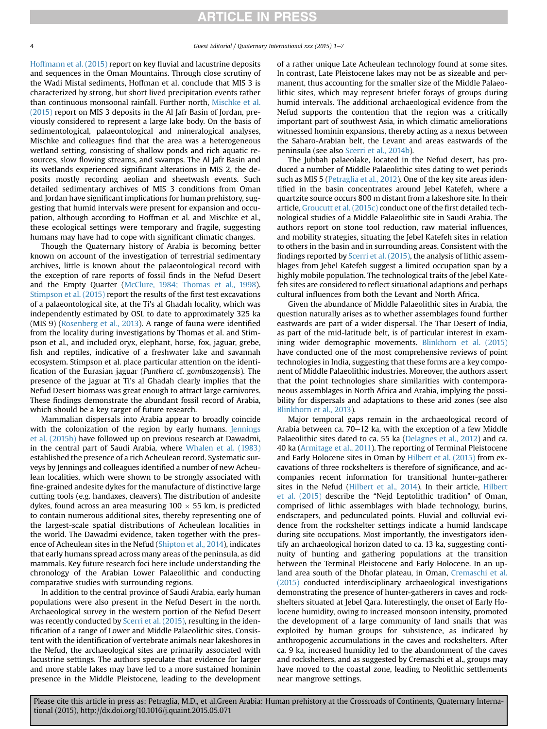Hoffmann et al. (2015) report on key fluvial and lacustrine deposits and sequences in the Oman Mountains. Through close scrutiny of the Wadi Mistal sediments, Hoffman et al. conclude that MIS 3 is characterized by strong, but short lived precipitation events rather than continuous monsoonal rainfall. Further north, Mischke et al. (2015) report on MIS 3 deposits in the Al Jafr Basin of Jordan, previously considered to represent a large lake body. On the basis of sedimentological, palaeontological and mineralogical analyses, Mischke and colleagues find that the area was a heterogeneous wetland setting, consisting of shallow ponds and rich aquatic resources, slow flowing streams, and swamps. The Al Jafr Basin and its wetlands experienced significant alterations in MIS 2, the deposits mostly recording aeolian and sheetwash events. Such detailed sedimentary archives of MIS 3 conditions from Oman and Jordan have significant implications for human prehistory, suggesting that humid intervals were present for expansion and occupation, although according to Hoffman et al. and Mischke et al., these ecological settings were temporary and fragile, suggesting humans may have had to cope with significant climatic changes.

Though the Quaternary history of Arabia is becoming better known on account of the investigation of terrestrial sedimentary archives, little is known about the palaeontological record with the exception of rare reports of fossil finds in the Nefud Desert and the Empty Quarter (McClure, 1984; Thomas et al., 1998). Stimpson et al. (2015) report the results of the first test excavations of a palaeontological site, at the Ti's al Ghadah locality, which was independently estimated by OSL to date to approximately 325 ka (MIS 9) (Rosenberg et al., 2013). A range of fauna were identified from the locality during investigations by Thomas et al. and Stimpson et al., and included oryx, elephant, horse, fox, jaguar, grebe, fish and reptiles, indicative of a freshwater lake and savannah ecosystem. Stimpson et al. place particular attention on the identification of the Eurasian jaguar (*Panthera* cf. *gombaszogensis*). The presence of the jaguar at Ti's al Ghadah clearly implies that the Nefud Desert biomass was great enough to attract large carnivores. These findings demonstrate the abundant fossil record of Arabia, which should be a key target of future research.

Mammalian dispersals into Arabia appear to broadly coincide with the colonization of the region by early humans. Jennings et al. (2015b) have followed up on previous research at Dawadmi, in the central part of Saudi Arabia, where Whalen et al. (1983) established the presence of a rich Acheulean record. Systematic surveys by Jennings and colleagues identified a number of new Acheulean localities, which were shown to be strongly associated with fine-grained andesite dykes for the manufacture of distinctive large cutting tools (e.g. handaxes, cleavers). The distribution of andesite dykes, found across an area measuring 100 × 55 km, is predicted to contain numerous additional sites, thereby representing one of the largest-scale spatial distributions of Acheulean localities in the world. The Dawadmi evidence, taken together with the presence of Acheulean sites in the Nefud (Shipton et al., 2014), indicates that early humans spread across many areas of the peninsula, as did mammals. Key future research foci here include understanding the chronology of the Arabian Lower Palaeolithic and conducting comparative studies with surrounding regions.

In addition to the central province of Saudi Arabia, early human populations were also present in the Nefud Desert in the north. Archaeological survey in the western portion of the Nefud Desert was recently conducted by Scerri et al. (2015), resulting in the identification of a range of Lower and Middle Palaeolithic sites. Consistent with the identification of vertebrate animals near lakeshores in the Nefud, the archaeological sites are primarily associated with lacustrine settings. The authors speculate that evidence for larger and more stable lakes may have led to a more sustained hominin presence in the Middle Pleistocene, leading to the development of a rather unique Late Acheulean technology found at some sites. In contrast, Late Pleistocene lakes may not be as sizeable and permanent, thus accounting for the smaller size of the Middle Palaeolithic sites, which may represent briefer forays of groups during humid intervals. The additional archaeological evidence from the Nefud supports the contention that the region was a critically important part of southwest Asia, in which climatic ameliorations witnessed hominin expansions, thereby acting as a nexus between the Saharo-Arabian belt, the Levant and areas eastwards of the peninsula (see also Scerri et al., 2014b).

The Jubbah palaeolake, located in the Nefud desert, has produced a number of Middle Palaeolithic sites dating to wet periods such as MIS 5 (Petraglia et al., 2012). One of the key site areas identified in the basin concentrates around Jebel Katefeh, where a quartzite source occurs 800 m distant from a lakeshore site. In their article, Groucutt et al. (2015c) conduct one of the first detailed technological studies of a Middle Palaeolithic site in Saudi Arabia. The authors report on stone tool reduction, raw material influences, and mobility strategies, situating the Jebel Katefeh sites in relation to others in the basin and in surrounding areas. Consistent with the findings reported by Scerri et al. (2015), the analysis of lithic assemblages from Jebel Katefeh suggest a limited occupation span by a highly mobile population. The technological traits of the Jebel Katefeh sites are considered to reflect situational adaptions and perhaps cultural influences from both the Levant and North Africa.

Given the abundance of Middle Palaeolithic sites in Arabia, the question naturally arises as to whether assemblages found further eastwards are part of a wider dispersal. The Thar Desert of India, as part of the mid-latitude belt, is of particular interest in examining wider demographic movements. Blinkhorn et al. (2015) have conducted one of the most comprehensive reviews of point technologies in India, suggesting that these forms are a key component of Middle Palaeolithic industries. Moreover, the authors assert that the point technologies share similarities with contemporaneous assemblages in North Africa and Arabia, implying the possibility for dispersals and adaptations to these arid zones (see also Blinkhorn et al., 2013).

Major temporal gaps remain in the archaeological record of Arabia between ca. 70–12 ka, with the exception of a few Middle Palaeolithic sites dated to ca. 55 ka (Delagnes et al., 2012) and ca. 40 ka (Armitage et al., 2011). The reporting of Terminal Pleistocene and Early Holocene sites in Oman by Hilbert et al. (2015) from excavations of three rockshelters is therefore of significance, and accompanies recent information for transitional hunter-gatherer sites in the Nefud (Hilbert et al., 2014). In their article, Hilbert et al. (2015) describe the "Nejd Leptolithic tradition" of Oman, comprised of lithic assemblages with blade technology, burins, endscrapers, and pedunculated points. Fluvial and colluvial evidence from the rockshelter settings indicate a humid landscape during site occupations. Most importantly, the investigators identify an archaeological horizon dated to ca. 13 ka, suggesting continuity of hunting and gathering populations at the transition between the Terminal Pleistocene and Early Holocene. In an upland area south of the Dhofar plateau, in Oman, Cremaschi et al. (2015) conducted interdisciplinary archaeological investigations demonstrating the presence of hunter-gatherers in caves and rockshelters situated at Jebel Qara. Interestingly, the onset of Early Holocene humidity, owing to increased monsoon intensity, promoted the development of a large community of land snails that was exploited by human groups for subsistence, as indicated by anthropogenic accumulations in the caves and rockshelters. After ca. 9 ka, increased humidity led to the abandonment of the caves and rockshelters, and as suggested by Cremaschi et al., groups may have moved to the coastal zone, leading to Neolithic settlements near mangrove settings.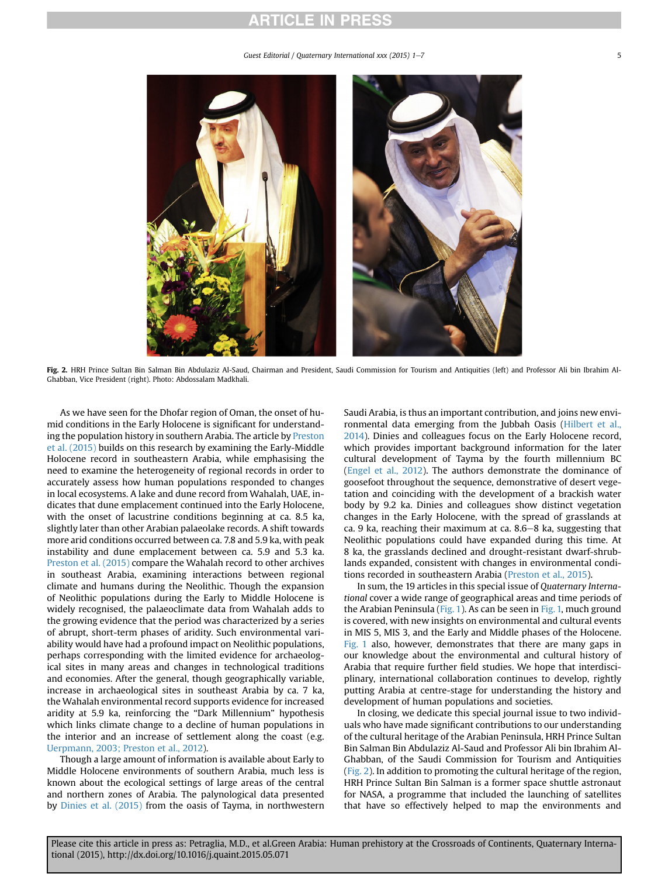Fig. 2. HRH Prince Sultan Bin Salman Bin Abdulaziz Al-Saud, Chairman and President, Saudi Commission for Tourism and Antiquities (left) and Professor Ali bin Ibrahim Al-Ghabban, Vice President (right). Photo: Abdossalam Madkhali.

As we have seen for the Dhofar region of Oman, the onset of humid conditions in the Early Holocene is significant for understanding the population history in southern Arabia. The article by Preston et al. (2015) builds on this research by examining the Early-Middle Holocene record in southeastern Arabia, while emphasising the need to examine the heterogeneity of regional records in order to accurately assess how human populations responded to changes in local ecosystems. A lake and dune record from Wahalah, UAE, indicates that dune emplacement continued into the Early Holocene, with the onset of lacustrine conditions beginning at ca. 8.5 ka, slightly later than other Arabian palaeolake records. A shift towards more arid conditions occurred between ca. 7.8 and 5.9 ka, with peak instability and dune emplacement between ca. 5.9 and 5.3 ka. Preston et al. (2015) compare the Wahalah record to other archives in southeast Arabia, examining interactions between regional climate and humans during the Neolithic. Though the expansion of Neolithic populations during the Early to Middle Holocene is widely recognised, the palaeoclimate data from Wahalah adds to the growing evidence that the period was characterized by a series of abrupt, short-term phases of aridity. Such environmental variability would have had a profound impact on Neolithic populations, perhaps corresponding with the limited evidence for archaeological sites in many areas and changes in technological traditions and economies. After the general, though geographically variable, increase in archaeological sites in southeast Arabia by ca. 7 ka, the Wahalah environmental record supports evidence for increased aridity at 5.9 ka, reinforcing the "Dark Millennium" hypothesis which links climate change to a decline of human populations in the interior and an increase of settlement along the coast (e.g. Uerpmann, 2003; Preston et al., 2012).

Though a large amount of information is available about Early to Middle Holocene environments of southern Arabia, much less is known about the ecological settings of large areas of the central and northern zones of Arabia. The palynological data presented by Dinies et al. (2015) from the oasis of Tayma, in northwestern Saudi Arabia, is thus an important contribution, and joins new environmental data emerging from the Jubbah Oasis (Hilbert et al., 2014). Dinies and colleagues focus on the Early Holocene record, which provides important background information for the later cultural development of Tayma by the fourth millennium BC (Engel et al., 2012). The authors demonstrate the dominance of goosefoot throughout the sequence, demonstrative of desert vegetation and coinciding with the development of a brackish water body by 9.2 ka. Dinies and colleagues show distinct vegetation changes in the Early Holocene, with the spread of grasslands at ca. 9 ka, reaching their maximum at ca. 8.6–8 ka, suggesting that Neolithic populations could have expanded during this time. At 8 ka, the grasslands declined and drought-resistant dwarf-shrublands expanded, consistent with changes in environmental conditions recorded in southeastern Arabia (Preston et al., 2015).

In sum, the 19 articles in this special issue of *Quaternary International* cover a wide range of geographical areas and time periods of the Arabian Peninsula (Fig. 1). As can be seen in Fig. 1, much ground is covered, with new insights on environmental and cultural events in MIS 5, MIS 3, and the Early and Middle phases of the Holocene. Fig. 1 also, however, demonstrates that there are many gaps in our knowledge about the environmental and cultural history of Arabia that require further field studies. We hope that interdisciplinary, international collaboration continues to develop, rightly putting Arabia at centre-stage for understanding the history and development of human populations and societies.

In closing, we dedicate this special journal issue to two individuals who have made significant contributions to our understanding of the cultural heritage of the Arabian Peninsula, HRH Prince Sultan Bin Salman Bin Abdulaziz Al-Saud and Professor Ali bin Ibrahim Al-Ghabban, of the Saudi Commission for Tourism and Antiquities (Fig. 2). In addition to promoting the cultural heritage of the region, HRH Prince Sultan Bin Salman is a former space shuttle astronaut for NASA, a programme that included the launching of satellites that have so effectively helped to map the environments and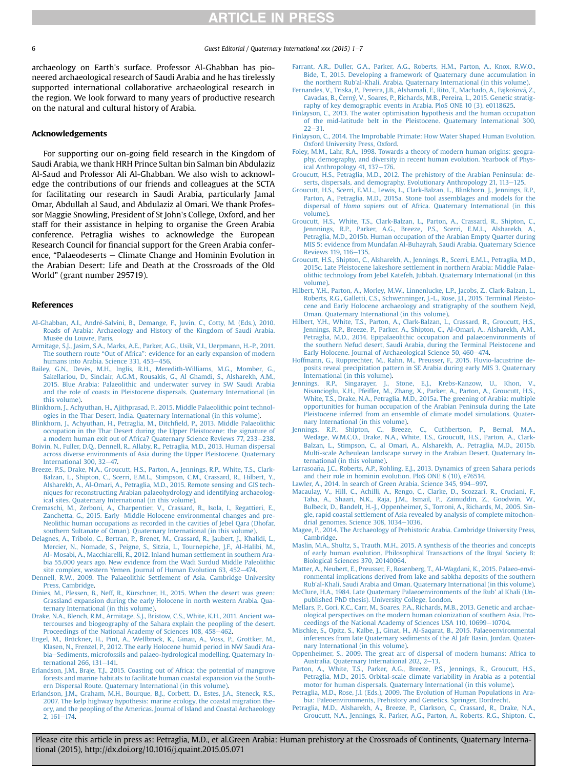archaeology on Earth's surface. Professor Al-Ghabban has pioneered archaeological research of Saudi Arabia and he has tirelessly supported international collaborative archaeological research in the region. We look forward to many years of productive research on the natural and cultural history of Arabia.

## Acknowledgements

For supporting our on-going field research in the Kingdom of Saudi Arabia, we thank HRH Prince Sultan bin Salman bin Abdulaziz Al-Saud and Professor Ali Al-Ghabban. We also wish to acknowledge the contributions of our friends and colleagues at the SCTA for facilitating our research in Saudi Arabia, particularly Jamal Omar, Abdullah al Saud, and Abdulaziz al Omari. We thank Professor Maggie Snowling, President of St John's College, Oxford, and her staff for their assistance in helping to organise the Green Arabia conference. Petraglia wishes to acknowledge the European Research Council for financial support for the Green Arabia conference, "Palaeodeserts – Climate Change and Hominin Evolution in the Arabian Desert: Life and Death at the Crossroads of the Old World" (grant number 295719).

## References

Al-Ghabban, A.I., André-Salvini, B., Demange, F., Juvin, C., Cotty, M. (Eds.), 2010. Roads of Arabia: Archaeology and History of the Kingdom of Saudi Arabia. Musée du Louvre, Paris.

Armitage, S.J., Jasim, S.A., Marks, A.E., Parker, A.G., Usik, V.I., Uerpmann, H.-P., 2011. The southern route "Out of Africa": evidence for an early expansion of modern humans into Arabia. Science 331, 453–456.

Bailey, G.N., Devès, M.H., Inglis, R.H., Meredith-Williams, M.G., Momber, G., Sakellariou, D., Sinclair, A.G.M., Rousakis, G., Al Ghamdi, S., Alsharekh, A.M., 2015. Blue Arabia: Palaeolithic and underwater survey in SW Saudi Arabia and the role of coasts in Pleistocene dispersals. Quaternary International (in this volume).

Blinkhorn, J., Achyuthan, H., Ajithprasad, P., 2015. Middle Palaeolithic point technologies in the Thar Desert, India. Quaternary International (in this volume).

Blinkhorn, J., Achyuthan, H., Petraglia, M., Ditchfield, P., 2013. Middle Palaeolithic occupation in the Thar Desert during the Upper Pleistocene: the signature of a modern human exit out of Africa? Quaternary Science Reviews 77, 233–238.

Boivin, N., Fuller, D.Q., Dennell, R., Allaby, R., Petraglia, M.D., 2013. Human dispersal across diverse environments of Asia during the Upper Pleistocene. Quaternary International 300, 32–47.

Breeze, P.S., Drake, N.A., Groucutt, H.S., Parton, A., Jennings, R.P., White, T.S., Clark-Balzan, L., Shipton, C., Scerri, E.M.L., Stimpson, C.M., Crassard, R., Hilbert, Y., Alsharekh, A., Al-Omari, A., Petraglia, M.D., 2015. Remote sensing and GIS techniques for reconstructing Arabian palaeohydrology and identifying archaeological sites. Quaternary International (in this volume).

Cremaschi, M., Zerboni, A., Charpentier, V., Crassard, R., Isola, I., Regattieri, E., Zanchetta, G., 2015. Early–Middle Holocene environmental changes and pre-Neolithic human occupations as recorded in the cavities of Jebel Qara (Dhofar, southern Sultanate of Oman). Quaternary International (in this volume).

Delagnes, A., Tribolo, C., Bertran, P., Brenet, M., Crassard, R., Jaubert, J., Khalidi, L., Mercier, N., Nomade, S., Peigne, S., Sitzia, L., Tournepiche, J.F., Al-Halibi, M., Al- Mosabi, A., Macchiarelli, R., 2012. Inland human settlement in southern Arabia 55,000 years ago. New evidence from the Wadi Surdud Middle Paleolithic site complex, western Yemen. Journal of Human Evolution 63, 452–474.

Dennell, R.W., 2009. The Palaeolithic Settlement of Asia. Cambridge University Press, Cambridge.

Dinies, M., Plessen, B., Neff, R., Kürschner, H., 2015. When the desert was green: Grassland expansion during the early Holocene in north western Arabia. Quaternary International (in this volume).

Drake, N.A., Blench, R.M., Armitage, S.J., Bristow, C.S., White, K.H., 2011. Ancient watercourses and biogeography of the Sahara explain the peopling of the desert. Proceedings of the National Academy of Sciences 108, 458–462.

Engel, M., Brückner, H., Pint, A., Wellbrock, K., Ginau, A., Voss, P., Grottker, M., Klasen, N., Frenzel, P., 2012. The early Holocene humid period in NW Saudi Arabia—Sediments, microfossils and palaeo-hydrological modelling. Quaternary International 266, 131–141.

Erlandson, J.M., Braje, T.J., 2015. Coasting out of Africa: the potential of mangrove forests and marine habitats to facilitate human coastal expansion via the Southern Dispersal Route. Quaternary International (in this volume).

Erlandson, J.M., Graham, M.H., Bourque, B.J., Corbett, D., Estes, J.A., Steneck, R.S., 2007. The kelp highway hypothesis: marine ecology, the coastal migration theory, and the peopling of the Americas. Journal of Island and Coastal Archaeology 2, 161–174.

Farrant, A.R., Duller, G.A., Parker, A.G., Roberts, H.M., Parton, A., Knox, R.W.O., Bide, T., 2015. Developing a framework of Quaternary dune accumulation in the northern Rub'al-Khali, Arabia. Quaternary International (in this volume).

Fernandes, V., Triska, P., Pereira, J.B., Alshamali, F., Rito, T., Machado, A., Fajkošová, Z., Cavadas, B., Černý, V., Soares, P., Richards, M.B., Pereira, L., 2015. Genetic stratigraphy of key demographic events in Arabia. PloS ONE 10 (3), e0118625.

Finlayson, C., 2013. The water optimisation hypothesis and the human occupation of the mid-latitude belt in the Pleistocene. Quaternary International 300, 22–31.

Finlayson, C., 2014. The Improbable Primate: How Water Shaped Human Evolution. Oxford University Press, Oxford.

Foley, M.M., Lahr, R.A., 1998. Towards a theory of modern human origins: geography, demography, and diversity in recent human evolution. Yearbook of Physical Anthropology 41, 137–176.

Groucutt, H.S., Petraglia, M.D., 2012. The prehistory of the Arabian Peninsula: deserts, dispersals, and demography. Evolutionary Anthropology 21, 113–125.

Groucutt, H.S., Scerri, E.M.L., Lewis, L., Clark-Balzan, L., Blinkhorn, J., Jennings, R.P., Parton, A., Petraglia, M.D., 2015a. Stone tool assemblages and models for the dispersal of *Homo sapiens* out of Africa. Quaternary International (in this volume).

Groucutt, H.S., White, T.S., Clark-Balzan, L., Parton, A., Crassard, R., Shipton, C., Jennnings, R.P., Parker, A.G., Breeze, P.S., Scerri, E.M.L., Alsharekh, A., Petraglia, M.D., 2015b. Human occupation of the Arabian Empty Quarter during MIS 5: evidence from Mundafan Al-Buhayrah, Saudi Arabia. Quaternary Science Reviews 119, 116–135.

Groucutt, H.S., Shipton, C., Alsharekh, A., Jennings, R., Scerri, E.M.L., Petraglia, M.D., 2015c. Late Pleistocene lakeshore settlement in northern Arabia: Middle Palaeolithic technology from Jebel Katefeh, Jubbah. Quaternary International (in this volume).

Hilbert, Y.H., Parton, A., Morley, M.W., Linnenlucke, L.P., Jacobs, Z., Clark-Balzan, L., Roberts, R.G., Galletti, C.S., Schwenninger, J.-L., Rose, J.I., 2015. Terminal Pleistocene and Early Holocene archaeology and stratigraphy of the southern Nejd, Oman. Quaternary International (in this volume).

Hilbert, Y.H., White, T.S., Parton, A., Clark-Balzan, L., Crassard, R., Groucutt, H.S., Jennings, R.P., Breeze, P., Parker, A., Shipton, C., Al-Omari, A., Alsharekh, A.M., Petraglia, M.D., 2014. Epipalaeolithic occupation and palaeoenvironments of the southern Nefud desert, Saudi Arabia, during the Terminal Pleistocene and Early Holocene. Journal of Archaeological Science 50, 460–474.

Hoffmann, G., Rupprechter, M., Rahn, M., Preusser, F., 2015. Fluvio-lacustrine deposits reveal precipitation pattern in SE Arabia during early MIS 3. Quaternary International (in this volume).

Jennings, R.P., Singarayer, J., Stone, E.J., Krebs-Kanzow, U., Khon, V., Nisancioglu, K.H., Pfeiffer, M., Zhang, X., Parker, A., Parton, A., Groucutt, H.S., White, T.S., Drake, N.A., Petraglia, M.D., 2015a. The greening of Arabia: multiple opportunities for human occupation of the Arabian Peninsula during the Late Pleistocene inferred from an ensemble of climate model simulations. Quaternary International (in this volume).

Jennings, R.P., Shipton, C., Breeze, C., Cuthbertson, P., Bernal, M.A., Wedage, W.M.C.O., Drake, N.A., White, T.S., Groucutt, H.S., Parton, A., Clark-Balzan, L., Stimpson, C., al Omari, A., Alsharekh, A., Petraglia, M.D., 2015b. Multi-scale Acheulean landscape survey in the Arabian Desert. Quaternary International (in this volume).

Larrasoaña, J.C., Roberts, A.P., Rohling, E.J., 2013. Dynamics of green Sahara periods and their role in hominin evolution. PloS ONE 8 (10), e76514.

Lawler, A., 2014. In search of Green Arabia. Science 345, 994–997.

Macaulay, V., Hill, C., Achilli, A., Rengo, C., Clarke, D., Scozzari, R., Cruciani, F., Taha, A., Shaari, N.K., Raja, J.M., Ismail, P., Zainuddin, Z., Goodwin, W., Bulbeck, D., Bandelt, H.-J., Oppenheimer, S., Torroni, A., Richards, M., 2005. Single, rapid coastal settlement of Asia revealed by analysis of complete mitochondrial genomes. Science 308, 1034–1036.

Magee, P., 2014. The Archaeology of Prehistoric Arabia. Cambridge University Press, Cambridge.

Maslin, M.A., Shultz, S., Trauth, M.H., 2015. A synthesis of the theories and concepts of early human evolution. Philosophical Transactions of the Royal Society B: Biological Sciences 370, 20140064.

Matter, A., Neubert, E., Preusser, F., Rosenberg, T., Al-Wagdani, K., 2015. Palaeo-environmental implications derived from lake and sabkha deposits of the southern Rub'al-Khali, Saudi Arabia and Oman. Quaternary International (in this volume).

McClure, H.A., 1984. Late Quaternary Palaeoenvironments of the Rub' al Khali (Unpublished PhD thesis). University College, London.

Mellars, P., Gori, K.C., Carr, M., Soares, P.A., Richards, M.B., 2013. Genetic and archaeological perspectives on the modern human colonization of southern Asia. Proceedings of the National Academy of Sciences USA 110, 10699–10704.

Mischke, S., Opitz, S., Kalbe, J., Ginat, H., Al-Saqarat, B., 2015. Palaeoenvironmental inferences from late Quaternary sediments of the Al Jafr Basin, Jordan. Quaternary International (in this volume).

Oppenheimer, S., 2009. The great arc of dispersal of modern humans: Africa to Australia. Quaternary International 202, 2–13.

Parton, A., White, T.S., Parker, A.G., Breeze, P.S., Jennings, R., Groucutt, H.S., Petraglia, M.D., 2015. Orbital-scale climate variability in Arabia as a potential motor for human dispersals. Quaternary International (in this volume).

Petraglia, M.D., Rose, J.I. (Eds.), 2009. The Evolution of Human Populations in Arabia: Paleoenvironments, Prehistory and Genetics. Springer, Dordrecht.

Petraglia, M.D., Alsharekh, A., Breeze, P., Clarkson, C., Crassard, R., Drake, N.A., Groucutt, N.A., Jennings, R., Parker, A.G., Parton, A., Roberts, R.G., Shipton, C.,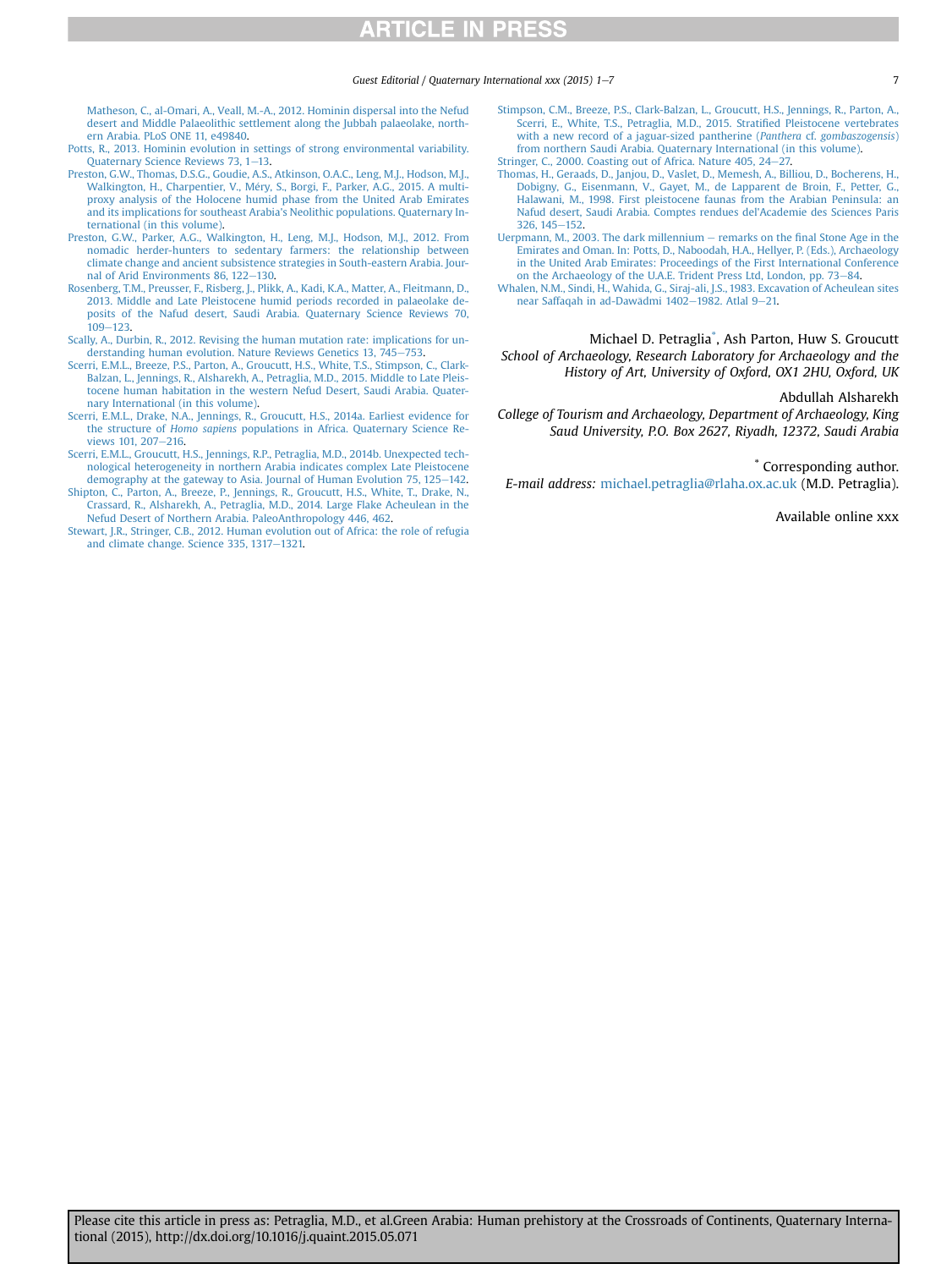Matheson, C., al-Omari, A., Veall, M.-A., 2012. Hominin dispersal into the Nefud desert and Middle Palaeolithic settlement along the Jubbah palaeolake, northern Arabia. PLoS ONE 11, e49840.

Potts, R., 2013. Hominin evolution in settings of strong environmental variability. Quaternary Science Reviews 73, 1–13.

Preston, G.W., Thomas, D.S.G., Goudie, A.S., Atkinson, O.A.C., Leng, M.J., Hodson, M.J., Walkington, H., Charpentier, V., Méry, S., Borgi, F., Parker, A.G., 2015. A multi-proxy analysis of the Holocene humid phase from the United Arab Emirates and its implications for southeast Arabia's Neolithic populations. Quaternary International (in this volume).

Preston, G.W., Parker, A.G., Walkington, H., Leng, M.J., Hodson, M.J., 2012. From nomadic herder-hunters to sedentary farmers: the relationship between climate change and ancient subsistence strategies in South-eastern Arabia. Journal of Arid Environments 86, 122–130.

Rosenberg, T.M., Preusser, F., Risberg, J., Plikk, A., Kadi, K.A., Matter, A., Fleitmann, D., 2013. Middle and Late Pleistocene humid periods recorded in palaeolake deposits of the Nafud desert, Saudi Arabia. Quaternary Science Reviews 70, 109–123.

Scally, A., Durbin, R., 2012. Revising the human mutation rate: implications for understanding human evolution. Nature Reviews Genetics 13, 745–753.

Scerri, E.M.L., Breeze, P.S., Parton, A., Groucutt, H.S., White, T.S., Stimpson, C., Clark-Balzan, L., Jennings, R., Alsharekh, A., Petraglia, M.D., 2015. Middle to Late Pleistocene human habitation in the western Nefud Desert, Saudi Arabia. Quaternary International (in this volume).

Scerri, E.M.L., Drake, N.A., Jennings, R., Groucutt, H.S., 2014a. Earliest evidence for the structure of *Homo sapiens* populations in Africa. Quaternary Science Reviews 101, 207–216.

Scerri, E.M.L., Groucutt, H.S., Jennings, R.P., Petraglia, M.D., 2014b. Unexpected technological heterogeneity in northern Arabia indicates complex Late Pleistocene demography at the gateway to Asia. Journal of Human Evolution 75, 125–142.

Shipton, C., Parton, A., Breeze, P., Jennings, R., Groucutt, H.S., White, T., Drake, N., Crassard, R., Alsharekh, A., Petraglia, M.D., 2014. Large Flake Acheulean in the Nefud Desert of Northern Arabia. PaleoAnthropology 446, 462.

Stewart, J.R., Stringer, C.B., 2012. Human evolution out of Africa: the role of refugia and climate change. Science 335, 1317–1321.

Stimpson, C.M., Breeze, P.S., Clark-Balzan, L., Groucutt, H.S., Jennings, R., Parton, A., Scerri, E., White, T.S., Petraglia, M.D., 2015. Stratified Pleistocene vertebrates with a new record of a jaguar-sized pantherine (*Panthera* cf. *gombaszogensis*) from northern Saudi Arabia. Quaternary International (in this volume).

Stringer, C., 2000. Coasting out of Africa. Nature 405, 24–27.

Thomas, H., Geraads, D., Janjou, D., Vaslet, D., Memesh, A., Billiou, D., Bocherens, H., Dobigny, G., Eisenmann, V., Gayet, M., de Lapparent de Broin, F., Petter, G., Halawani, M., 1998. First pleistocene faunas from the Arabian Peninsula: an Nafud desert, Saudi Arabia. Comptes rendues del'Academie des Sciences Paris 326, 145–152.

Uerpmann, M., 2003. The dark millennium – remarks on the final Stone Age in the Emirates and Oman. In: Potts, D., Naboodah, H.A., Hellyer, P. (Eds.), Archaeology in the United Arab Emirates: Proceedings of the First International Conference on the Archaeology of the U.A.E. Trident Press Ltd, London, pp. 73–84.

Whalen, N.M., Sindi, H., Wahida, G., Siraj-ali, J.S., 1983. Excavation of Acheulean sites near Saffaqah in ad-Dawadmi 1402–1982. Atlal 9–21.

Michael D. Petraglia*, Ash Parton, Huw S. Groucutt
*School of Archaeology, Research Laboratory for Archaeology and the History of Art, University of Oxford, OX1 2HU, Oxford, UK*

Abdullah Alsharekh
*College of Tourism and Archaeology, Department of Archaeology, King Saud University, P.O. Box 2627, Riyadh, 12372, Saudi Arabia*

* Corresponding author.
*E-mail address:* michael.petraglia@rlaha.ox.ac.uk (M.D. Petraglia).

Available online xxx

Please cite this article in press as: Petraglia, M.D., et al.Green Arabia: Human prehistory at the Crossroads of Continents, Quaternary International (2015), http://dx.doi.org/10.1016/j.quaint.2015.05.071